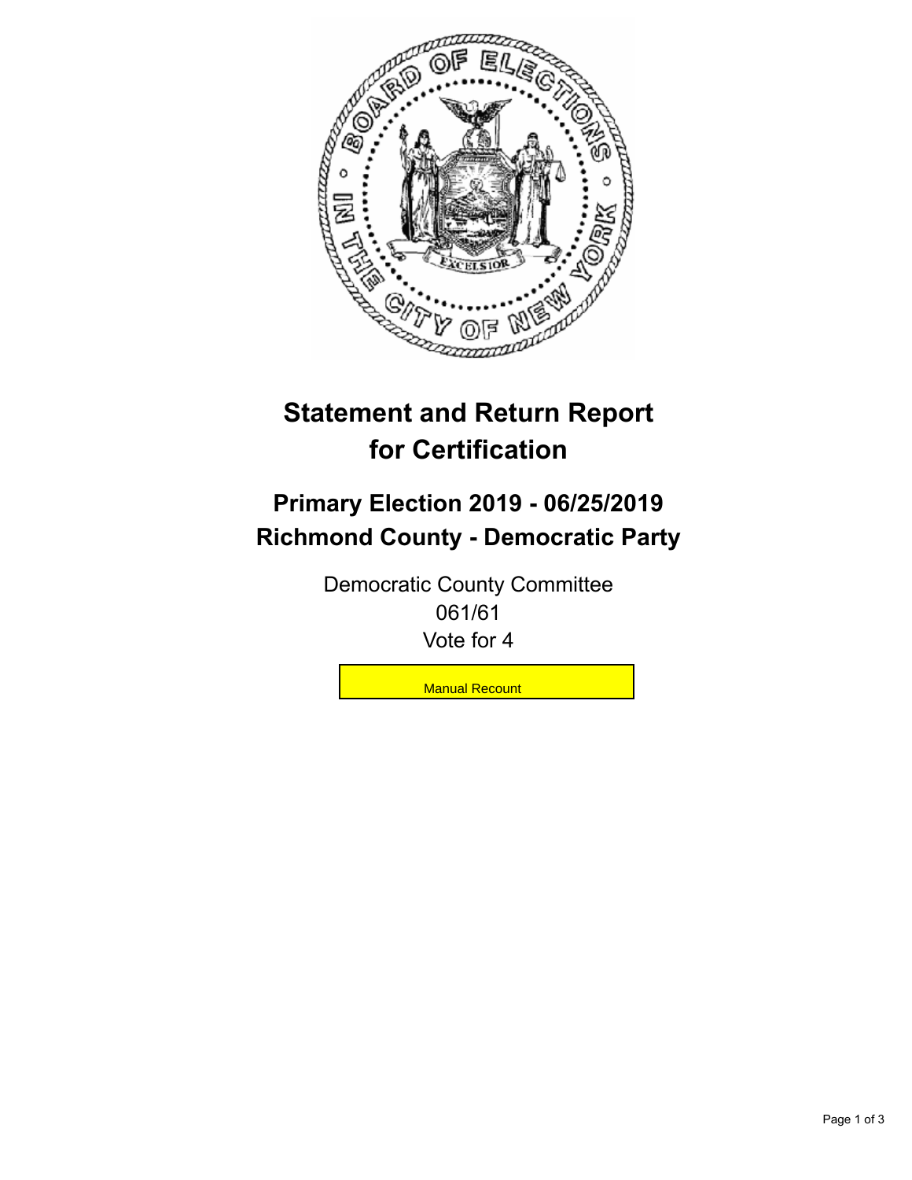# Statement and Return Report for Certification

## Primary Election 2019 - 06/25/2019
## Richmond County - Democratic Party

Democratic County Committee
061/61
Vote for 4

Manual Recount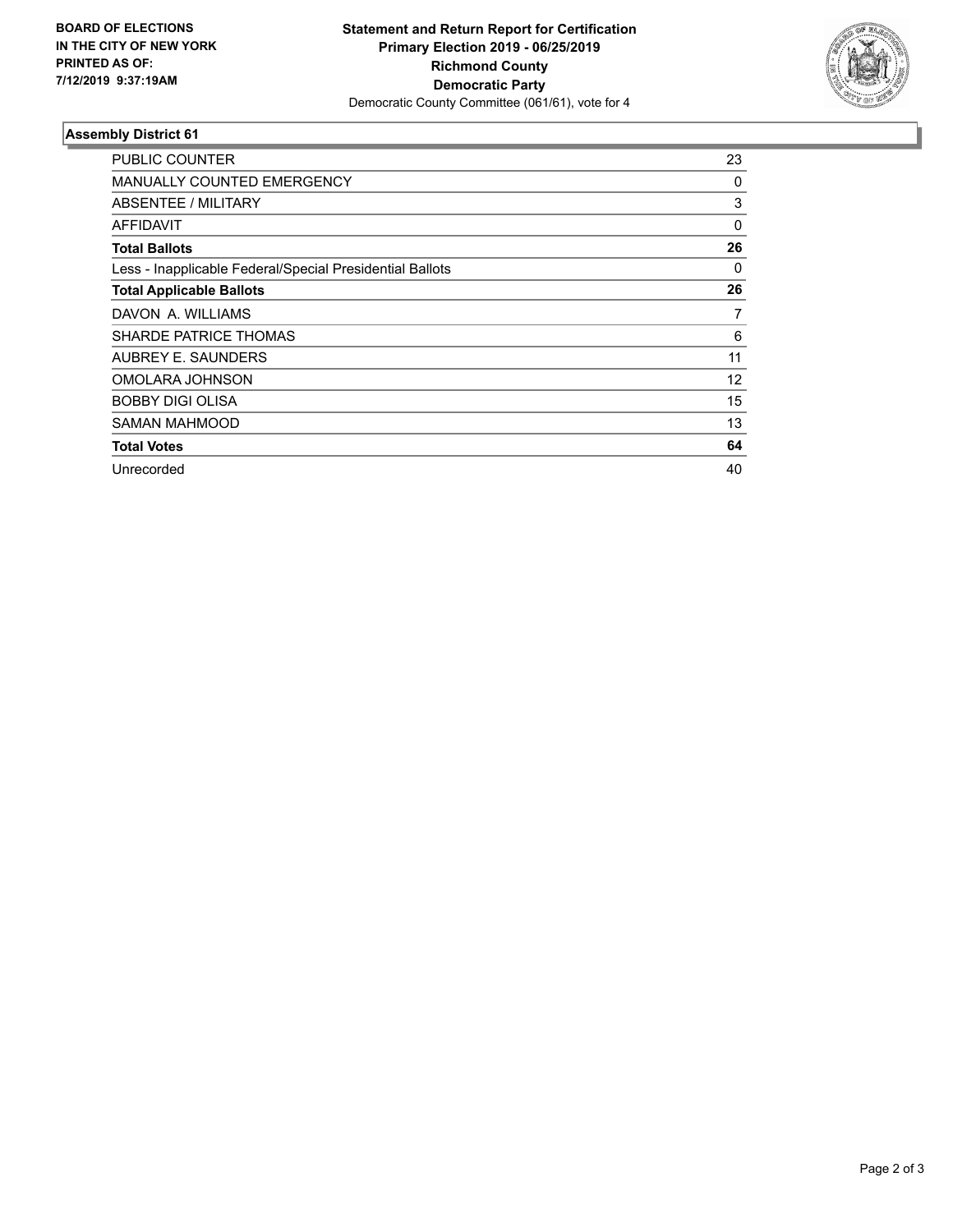**BOARD OF ELECTIONS IN THE CITY OF NEW YORK PRINTED AS OF: 7/12/2019 9:37:19AM**

**Statement and Return Report for Certification**
**Primary Election 2019 - 06/25/2019**
**Richmond County**
**Democratic Party**
Democratic County Committee (061/61), vote for 4

### Assembly District 61

| | |
|---|---|
| PUBLIC COUNTER | 23 |
| MANUALLY COUNTED EMERGENCY | 0 |
| ABSENTEE / MILITARY | 3 |
| AFFIDAVIT | 0 |
| **Total Ballots** | **26** |
| Less - Inapplicable Federal/Special Presidential Ballots | 0 |
| **Total Applicable Ballots** | **26** |
| DAVON A. WILLIAMS | 7 |
| SHARDE PATRICE THOMAS | 6 |
| AUBREY E. SAUNDERS | 11 |
| OMOLARA JOHNSON | 12 |
| BOBBY DIGI OLISA | 15 |
| SAMAN MAHMOOD | 13 |
| **Total Votes** | **64** |
| Unrecorded | 40 |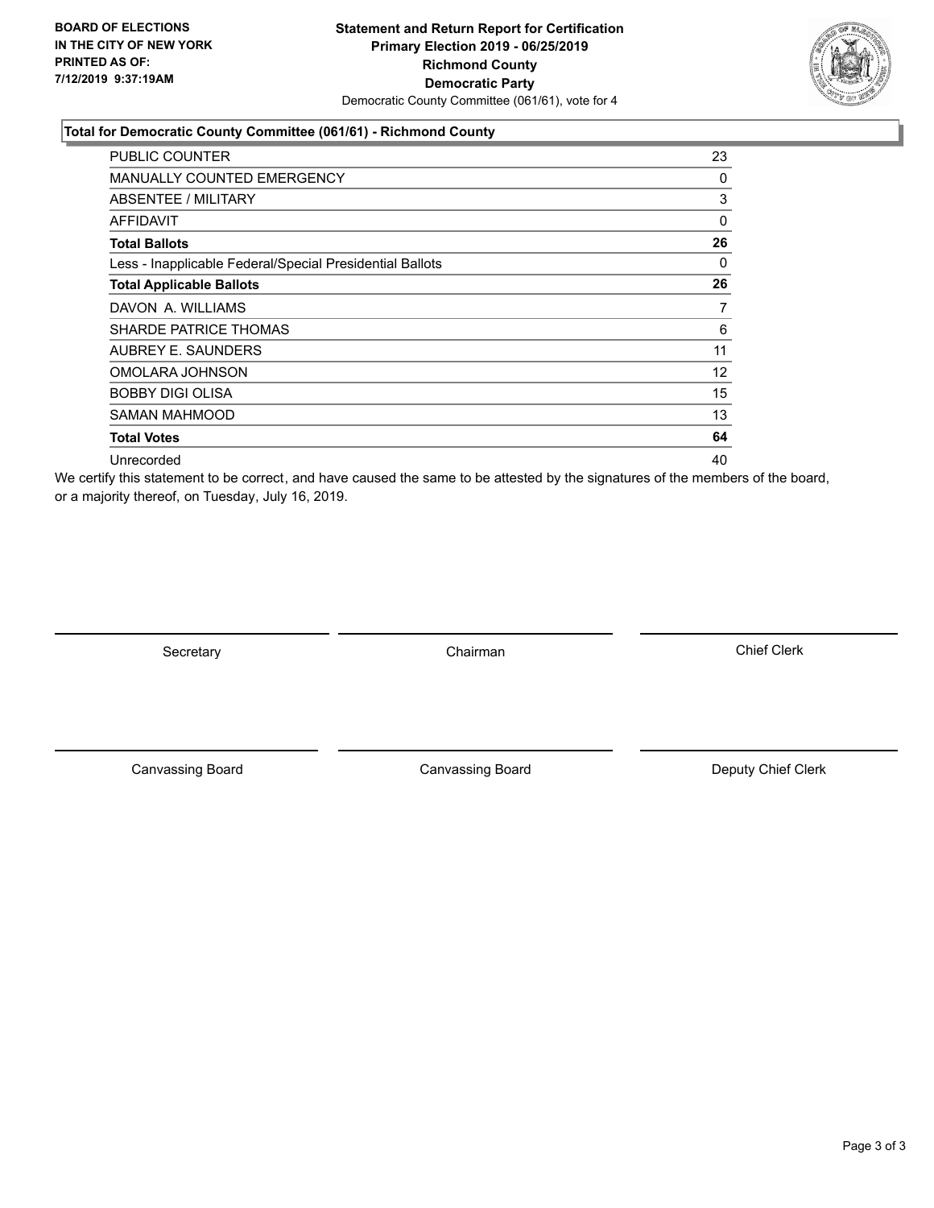**BOARD OF ELECTIONS IN THE CITY OF NEW YORK PRINTED AS OF: 7/12/2019 9:37:19AM**

**Statement and Return Report for Certification**
**Primary Election 2019 - 06/25/2019**
**Richmond County**
**Democratic Party**
Democratic County Committee (061/61), vote for 4

### Total for Democratic County Committee (061/61) - Richmond County

| | |
|---|---|
| PUBLIC COUNTER | 23 |
| MANUALLY COUNTED EMERGENCY | 0 |
| ABSENTEE / MILITARY | 3 |
| AFFIDAVIT | 0 |
| **Total Ballots** | **26** |
| Less - Inapplicable Federal/Special Presidential Ballots | 0 |
| **Total Applicable Ballots** | **26** |
| DAVON A. WILLIAMS | 7 |
| SHARDE PATRICE THOMAS | 6 |
| AUBREY E. SAUNDERS | 11 |
| OMOLARA JOHNSON | 12 |
| BOBBY DIGI OLISA | 15 |
| SAMAN MAHMOOD | 13 |
| **Total Votes** | **64** |
| Unrecorded | 40 |

We certify this statement to be correct, and have caused the same to be attested by the signatures of the members of the board, or a majority thereof, on Tuesday, July 16, 2019.

Secretary

Chairman

Chief Clerk

Canvassing Board

Canvassing Board

Deputy Chief Clerk